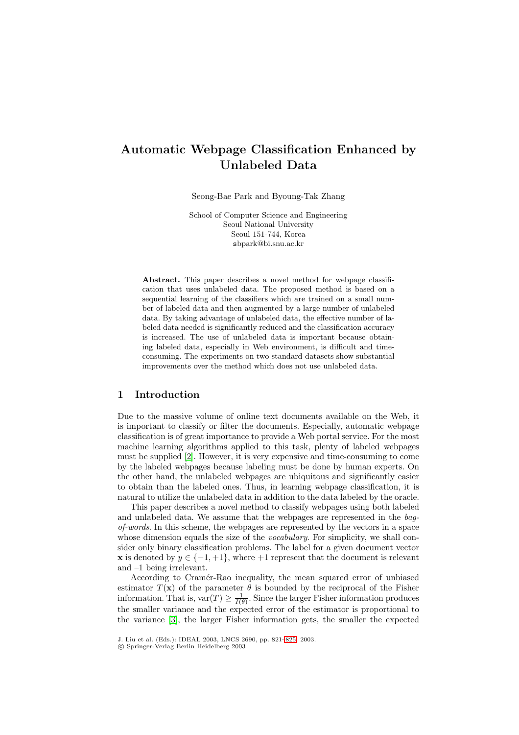# Automatic Webpage Classification Enhanced by Unlabeled Data

Seong-Bae Park and Byoung-Tak Zhang

School of Computer Science and Engineering
Seoul National University
Seoul 151-744, Korea
sbpark@bi.snu.ac.kr

**Abstract.** This paper describes a novel method for webpage classification that uses unlabeled data. The proposed method is based on a sequential learning of the classifiers which are trained on a small number of labeled data and then augmented by a large number of unlabeled data. By taking advantage of unlabeled data, the effective number of labeled data needed is significantly reduced and the classification accuracy is increased. The use of unlabeled data is important because obtaining labeled data, especially in Web environment, is difficult and time-consuming. The experiments on two standard datasets show substantial improvements over the method which does not use unlabeled data.

## 1 Introduction

Due to the massive volume of online text documents available on the Web, it is important to classify or filter the documents. Especially, automatic webpage classification is of great importance to provide a Web portal service. For the most machine learning algorithms applied to this task, plenty of labeled webpages must be supplied [2]. However, it is very expensive and time-consuming to come by the labeled webpages because labeling must be done by human experts. On the other hand, the unlabeled webpages are ubiquitous and significantly easier to obtain than the labeled ones. Thus, in learning webpage classification, it is natural to utilize the unlabeled data in addition to the data labeled by the oracle.

This paper describes a novel method to classify webpages using both labeled and unlabeled data. We assume that the webpages are represented in the *bag-of-words*. In this scheme, the webpages are represented by the vectors in a space whose dimension equals the size of the *vocabulary*. For simplicity, we shall consider only binary classification problems. The label for a given document vector $\mathbf{x}$ is denoted by $y \in \{-1, +1\}$, where +1 represent that the document is relevant and –1 being irrelevant.

According to Cramér-Rao inequality, the mean squared error of unbiased estimator $T(\mathbf{x})$ of the parameter $\theta$ is bounded by the reciprocal of the Fisher information. That is, $\text{var}(T) \geq \frac{1}{I(\theta)}$. Since the larger Fisher information produces the smaller variance and the expected error of the estimator is proportional to the variance [3], the larger Fisher information gets, the smaller the expected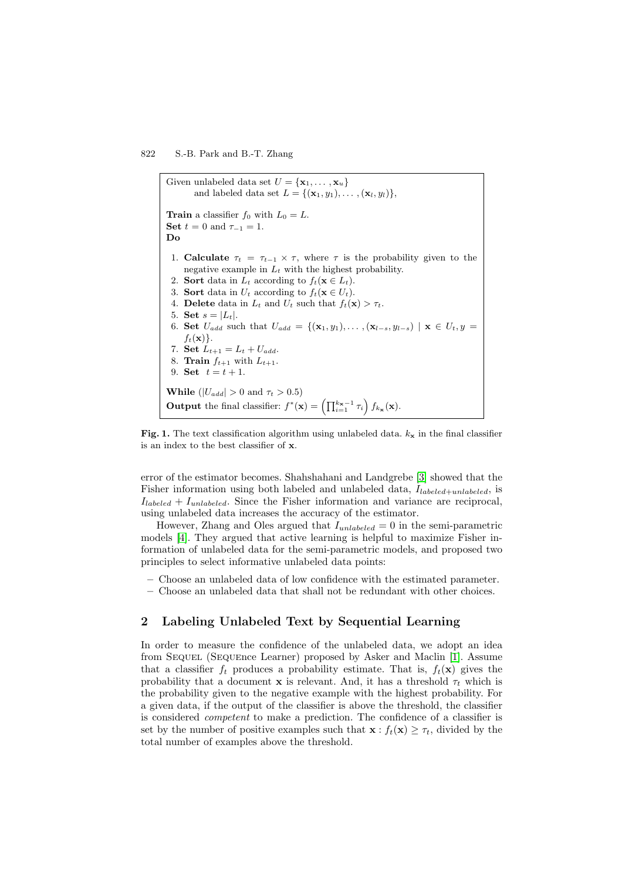Given unlabeled data set $U = \{\mathbf{x}_1, \ldots, \mathbf{x}_u\}$
and labeled data set $L = \{(\mathbf{x}_1, y_1), \ldots, (\mathbf{x}_l, y_l)\}$,

**Train** a classifier $f_0$ with $L_0 = L$.
**Set** $t = 0$ and $\tau_{-1} = 1$.
**Do**

1. **Calculate** $\tau_t = \tau_{t-1} \times \tau$, where $\tau$ is the probability given to the negative example in $L_t$ with the highest probability.
2. **Sort** data in $L_t$ according to $f_t(\mathbf{x} \in L_t)$.
3. **Sort** data in $U_t$ according to $f_t(\mathbf{x} \in U_t)$.
4. **Delete** data in $L_t$ and $U_t$ such that $f_t(\mathbf{x}) > \tau_t$.
5. **Set** $s = |L_t|$.
6. **Set** $U_{add}$ such that $U_{add} = \{(\mathbf{x}_1, y_1), \ldots, (\mathbf{x}_{l-s}, y_{l-s}) \mid \mathbf{x} \in U_t, y = f_t(\mathbf{x})\}$.
7. **Set** $L_{t+1} = L_t + U_{add}$.
8. **Train** $f_{t+1}$ with $L_{t+1}$.
9. **Set** $t = t + 1$.

**While** ($|U_{add}| > 0$ and $\tau_t > 0.5$)
**Output** the final classifier: $f^*(\mathbf{x}) = \left(\prod_{i=1}^{k_{\mathbf{x}}-1} \tau_i\right) f_{k_{\mathbf{x}}}(\mathbf{x})$.

**Fig. 1.** The text classification algorithm using unlabeled data. $k_{\mathbf{x}}$ in the final classifier is an index to the best classifier of $\mathbf{x}$.

error of the estimator becomes. Shahshahani and Landgrebe [3] showed that the Fisher information using both labeled and unlabeled data, $I_{labeled+unlabeled}$, is $I_{labeled} + I_{unlabeled}$. Since the Fisher information and variance are reciprocal, using unlabeled data increases the accuracy of the estimator.

However, Zhang and Oles argued that $I_{unlabeled} = 0$ in the semi-parametric models [4]. They argued that active learning is helpful to maximize Fisher information of unlabeled data for the semi-parametric models, and proposed two principles to select informative unlabeled data points:

- Choose an unlabeled data of low confidence with the estimated parameter.
- Choose an unlabeled data that shall not be redundant with other choices.

## 2 Labeling Unlabeled Text by Sequential Learning

In order to measure the confidence of the unlabeled data, we adopt an idea from SEQUEL (SEQUEnce Learner) proposed by Asker and Maclin [1]. Assume that a classifier $f_t$ produces a probability estimate. That is, $f_t(\mathbf{x})$ gives the probability that a document $\mathbf{x}$ is relevant. And, it has a threshold $\tau_t$ which is the probability given to the negative example with the highest probability. For a given data, if the output of the classifier is above the threshold, the classifier is considered *competent* to make a prediction. The confidence of a classifier is set by the number of positive examples such that $\mathbf{x} : f_t(\mathbf{x}) \geq \tau_t$, divided by the total number of examples above the threshold.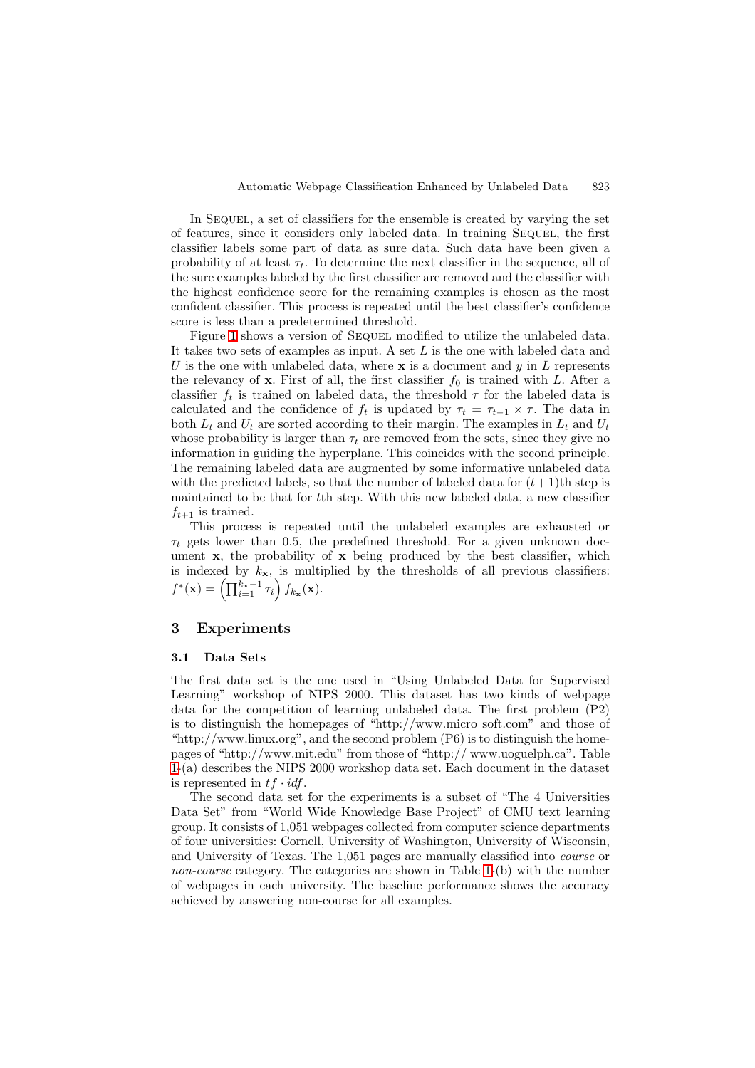In SEQUEL, a set of classifiers for the ensemble is created by varying the set of features, since it considers only labeled data. In training SEQUEL, the first classifier labels some part of data as sure data. Such data have been given a probability of at least $\tau_t$. To determine the next classifier in the sequence, all of the sure examples labeled by the first classifier are removed and the classifier with the highest confidence score for the remaining examples is chosen as the most confident classifier. This process is repeated until the best classifier's confidence score is less than a predetermined threshold.

Figure 1 shows a version of SEQUEL modified to utilize the unlabeled data. It takes two sets of examples as input. A set $L$ is the one with labeled data and $U$ is the one with unlabeled data, where $\mathbf{x}$ is a document and $y$ in $L$ represents the relevancy of $\mathbf{x}$. First of all, the first classifier $f_0$ is trained with $L$. After a classifier $f_t$ is trained on labeled data, the threshold $\tau$ for the labeled data is calculated and the confidence of $f_t$ is updated by $\tau_t = \tau_{t-1} \times \tau$. The data in both $L_t$ and $U_t$ are sorted according to their margin. The examples in $L_t$ and $U_t$ whose probability is larger than $\tau_t$ are removed from the sets, since they give no information in guiding the hyperplane. This coincides with the second principle. The remaining labeled data are augmented by some informative unlabeled data with the predicted labels, so that the number of labeled data for $(t+1)$th step is maintained to be that for $t$th step. With this new labeled data, a new classifier $f_{t+1}$ is trained.

This process is repeated until the unlabeled examples are exhausted or $\tau_t$ gets lower than 0.5, the predefined threshold. For a given unknown document $\mathbf{x}$, the probability of $\mathbf{x}$ being produced by the best classifier, which is indexed by $k_{\mathbf{x}}$, is multiplied by the thresholds of all previous classifiers: $f^*(\mathbf{x}) = \left(\prod_{i=1}^{k_{\mathbf{x}}-1} \tau_i\right) f_{k_{\mathbf{x}}}(\mathbf{x})$.

## 3 Experiments

### 3.1 Data Sets

The first data set is the one used in "Using Unlabeled Data for Supervised Learning" workshop of NIPS 2000. This dataset has two kinds of webpage data for the competition of learning unlabeled data. The first problem (P2) is to distinguish the homepages of "http://www.micro soft.com" and those of "http://www.linux.org", and the second problem (P6) is to distinguish the homepages of "http://www.mit.edu" from those of "http:// www.uoguelph.ca". Table 1-(a) describes the NIPS 2000 workshop data set. Each document in the dataset is represented in $tf \cdot idf$.

The second data set for the experiments is a subset of "The 4 Universities Data Set" from "World Wide Knowledge Base Project" of CMU text learning group. It consists of 1,051 webpages collected from computer science departments of four universities: Cornell, University of Washington, University of Wisconsin, and University of Texas. The 1,051 pages are manually classified into *course* or *non-course* category. The categories are shown in Table 1-(b) with the number of webpages in each university. The baseline performance shows the accuracy achieved by answering non-course for all examples.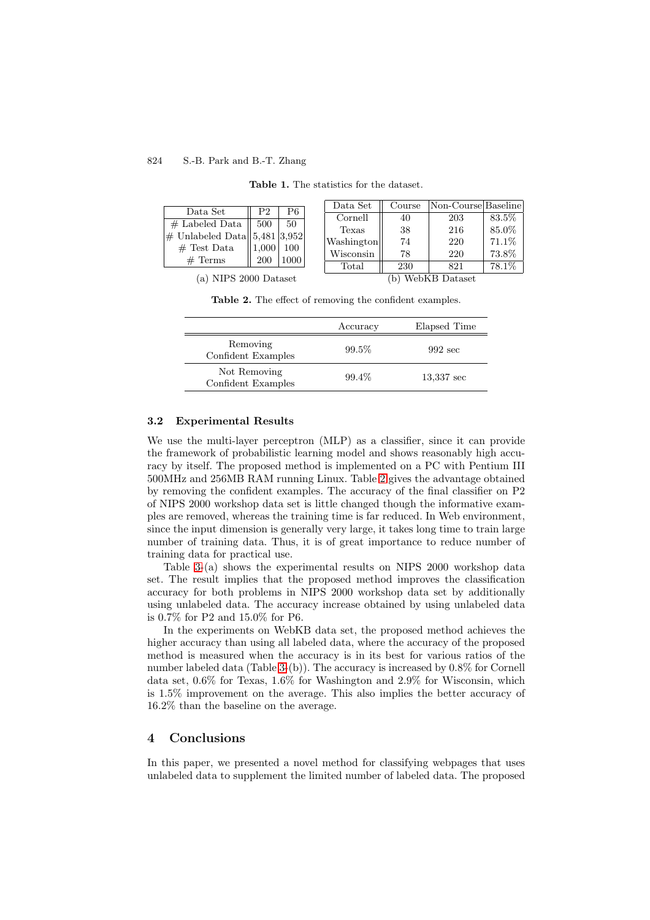**Table 1.** The statistics for the dataset.

| Data Set | P2 | P6 |
|---|---|---|
| # Labeled Data | 500 | 50 |
| # Unlabeled Data | 5,481 | 3,952 |
| # Test Data | 1,000 | 100 |
| # Terms | 200 | 1000 |

(a) NIPS 2000 Dataset

| Data Set | Course | Non-Course | Baseline |
|---|---|---|---|
| Cornell | 40 | 203 | 83.5% |
| Texas | 38 | 216 | 85.0% |
| Washington | 74 | 220 | 71.1% |
| Wisconsin | 78 | 220 | 73.8% |
| Total | 230 | 821 | 78.1% |

(b) WebKB Dataset

**Table 2.** The effect of removing the confident examples.

| | Accuracy | Elapsed Time |
|---|---|---|
| Removing Confident Examples | 99.5% | 992 sec |
| Not Removing Confident Examples | 99.4% | 13,337 sec |

### 3.2 Experimental Results

We use the multi-layer perceptron (MLP) as a classifier, since it can provide the framework of probabilistic learning model and shows reasonably high accuracy by itself. The proposed method is implemented on a PC with Pentium III 500MHz and 256MB RAM running Linux. Table 2 gives the advantage obtained by removing the confident examples. The accuracy of the final classifier on P2 of NIPS 2000 workshop data set is little changed though the informative examples are removed, whereas the training time is far reduced. In Web environment, since the input dimension is generally very large, it takes long time to train large number of training data. Thus, it is of great importance to reduce number of training data for practical use.

Table 3-(a) shows the experimental results on NIPS 2000 workshop data set. The result implies that the proposed method improves the classification accuracy for both problems in NIPS 2000 workshop data set by additionally using unlabeled data. The accuracy increase obtained by using unlabeled data is 0.7% for P2 and 15.0% for P6.

In the experiments on WebKB data set, the proposed method achieves the higher accuracy than using all labeled data, where the accuracy of the proposed method is measured when the accuracy is in its best for various ratios of the number labeled data (Table 3-(b)). The accuracy is increased by 0.8% for Cornell data set, 0.6% for Texas, 1.6% for Washington and 2.9% for Wisconsin, which is 1.5% improvement on the average. This also implies the better accuracy of 16.2% than the baseline on the average.

## 4 Conclusions

In this paper, we presented a novel method for classifying webpages that uses unlabeled data to supplement the limited number of labeled data. The proposed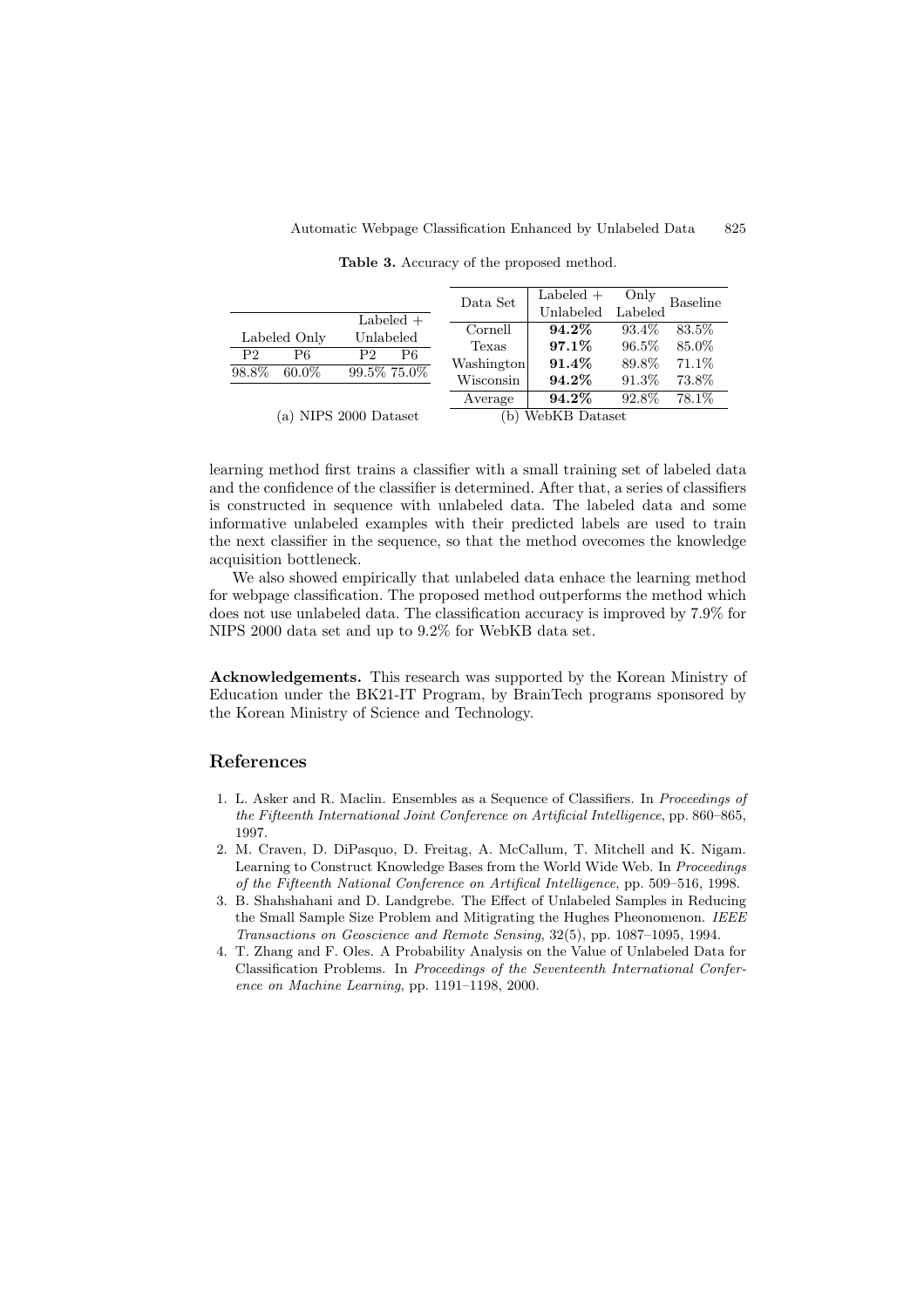**Table 3.** Accuracy of the proposed method.

| Labeled Only | | Labeled + Unlabeled | |
|---|---|---|---|
| P2 | P6 | P2 | P6 |
| 98.8% | 60.0% | 99.5% | 75.0% |

(a) NIPS 2000 Dataset

| Data Set | Labeled + Unlabeled | Only Labeled | Baseline |
|---|---|---|---|
| Cornell | **94.2%** | 93.4% | 83.5% |
| Texas | **97.1%** | 96.5% | 85.0% |
| Washington | **91.4%** | 89.8% | 71.1% |
| Wisconsin | **94.2%** | 91.3% | 73.8% |
| Average | **94.2%** | 92.8% | 78.1% |

(b) WebKB Dataset

learning method first trains a classifier with a small training set of labeled data and the confidence of the classifier is determined. After that, a series of classifiers is constructed in sequence with unlabeled data. The labeled data and some informative unlabeled examples with their predicted labels are used to train the next classifier in the sequence, so that the method ovecomes the knowledge acquisition bottleneck.

We also showed empirically that unlabeled data enhace the learning method for webpage classification. The proposed method outperforms the method which does not use unlabeled data. The classification accuracy is improved by 7.9% for NIPS 2000 data set and up to 9.2% for WebKB data set.

**Acknowledgements.** This research was supported by the Korean Ministry of Education under the BK21-IT Program, by BrainTech programs sponsored by the Korean Ministry of Science and Technology.

## References

1. L. Asker and R. Maclin. Ensembles as a Sequence of Classifiers. In *Proceedings of the Fifteenth International Joint Conference on Artificial Intelligence*, pp. 860–865, 1997.
2. M. Craven, D. DiPasquo, D. Freitag, A. McCallum, T. Mitchell and K. Nigam. Learning to Construct Knowledge Bases from the World Wide Web. In *Proceedings of the Fifteenth National Conference on Artifical Intelligence*, pp. 509–516, 1998.
3. B. Shahshahani and D. Landgrebe. The Effect of Unlabeled Samples in Reducing the Small Sample Size Problem and Mitigrating the Hughes Pheonomenon. *IEEE Transactions on Geoscience and Remote Sensing*, 32(5), pp. 1087–1095, 1994.
4. T. Zhang and F. Oles. A Probability Analysis on the Value of Unlabeled Data for Classification Problems. In *Proceedings of the Seventeenth International Conference on Machine Learning*, pp. 1191–1198, 2000.